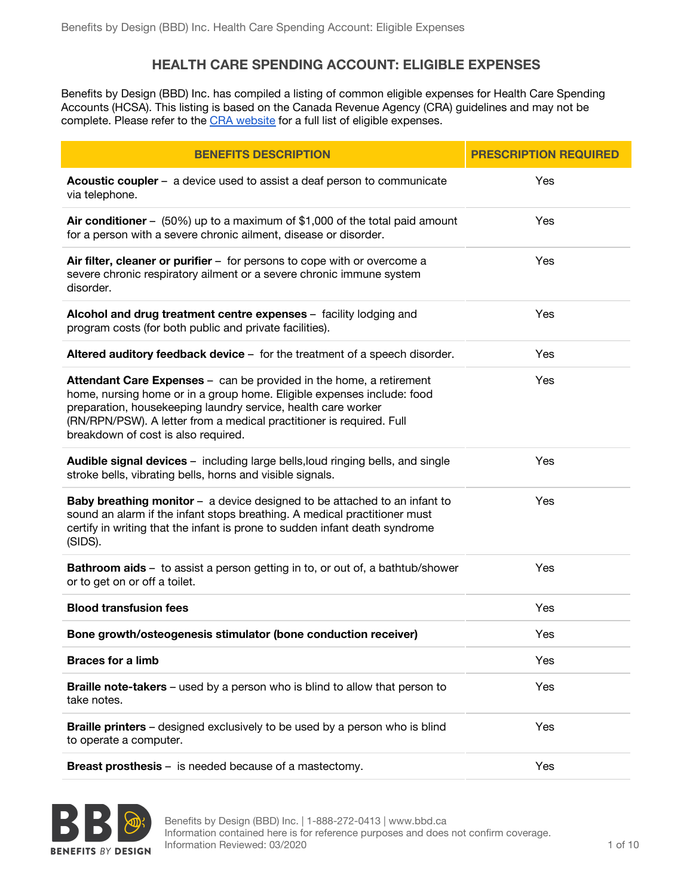# HEALTH CARE SPENDING ACCOUNT: ELIGIBLE EXPENSES

Benefits by Design (BBD) Inc. has compiled a listing of common eligible expenses for Health Care Spending Accounts (HCSA). This listing is based on the Canada Revenue Agency (CRA) guidelines and may not be complete. Please refer to the CRA website for a full list of eligible expenses.

| BENEFITS DESCRIPTION | PRESCRIPTION REQUIRED |
|---|---|
| **Acoustic coupler** – a device used to assist a deaf person to communicate via telephone. | Yes |
| **Air conditioner** – (50%) up to a maximum of $1,000 of the total paid amount for a person with a severe chronic ailment, disease or disorder. | Yes |
| **Air filter, cleaner or purifier** – for persons to cope with or overcome a severe chronic respiratory ailment or a severe chronic immune system disorder. | Yes |
| **Alcohol and drug treatment centre expenses** – facility lodging and program costs (for both public and private facilities). | Yes |
| **Altered auditory feedback device** – for the treatment of a speech disorder. | Yes |
| **Attendant Care Expenses** – can be provided in the home, a retirement home, nursing home or in a group home. Eligible expenses include: food preparation, housekeeping laundry service, health care worker (RN/RPN/PSW). A letter from a medical practitioner is required. Full breakdown of cost is also required. | Yes |
| **Audible signal devices** – including large bells,loud ringing bells, and single stroke bells, vibrating bells, horns and visible signals. | Yes |
| **Baby breathing monitor** – a device designed to be attached to an infant to sound an alarm if the infant stops breathing. A medical practitioner must certify in writing that the infant is prone to sudden infant death syndrome (SIDS). | Yes |
| **Bathroom aids** – to assist a person getting in to, or out of, a bathtub/shower or to get on or off a toilet. | Yes |
| **Blood transfusion fees** | Yes |
| **Bone growth/osteogenesis stimulator (bone conduction receiver)** | Yes |
| **Braces for a limb** | Yes |
| **Braille note-takers** – used by a person who is blind to allow that person to take notes. | Yes |
| **Braille printers** – designed exclusively to be used by a person who is blind to operate a computer. | Yes |
| **Breast prosthesis** – is needed because of a mastectomy. | Yes |

Benefits by Design (BBD) Inc. | 1-888-272-0413 | www.bbd.ca
Information contained here is for reference purposes and does not confirm coverage.
Information Reviewed: 03/2020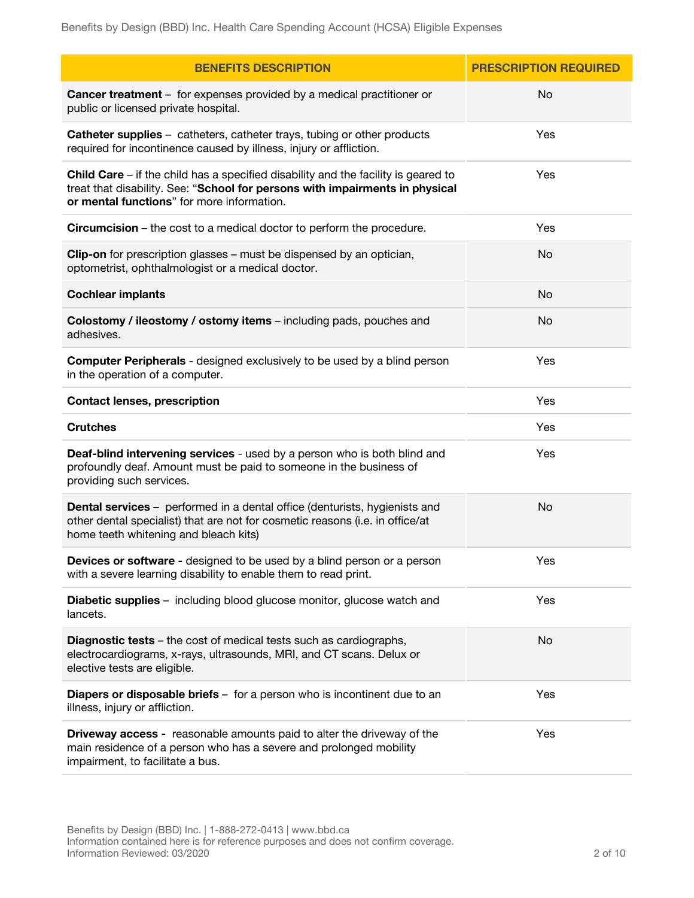| BENEFITS DESCRIPTION | PRESCRIPTION REQUIRED |
|---|---|
| **Cancer treatment** – for expenses provided by a medical practitioner or public or licensed private hospital. | No |
| **Catheter supplies** – catheters, catheter trays, tubing or other products required for incontinence caused by illness, injury or affliction. | Yes |
| **Child Care** – if the child has a specified disability and the facility is geared to treat that disability. See: "**School for persons with impairments in physical or mental functions**" for more information. | Yes |
| **Circumcision** – the cost to a medical doctor to perform the procedure. | Yes |
| **Clip-on** for prescription glasses – must be dispensed by an optician, optometrist, ophthalmologist or a medical doctor. | No |
| **Cochlear implants** | No |
| **Colostomy / ileostomy / ostomy items** – including pads, pouches and adhesives. | No |
| **Computer Peripherals** - designed exclusively to be used by a blind person in the operation of a computer. | Yes |
| **Contact lenses, prescription** | Yes |
| **Crutches** | Yes |
| **Deaf-blind intervening services** - used by a person who is both blind and profoundly deaf. Amount must be paid to someone in the business of providing such services. | Yes |
| **Dental services** – performed in a dental office (denturists, hygienists and other dental specialist) that are not for cosmetic reasons (i.e. in office/at home teeth whitening and bleach kits) | No |
| **Devices or software -** designed to be used by a blind person or a person with a severe learning disability to enable them to read print. | Yes |
| **Diabetic supplies** – including blood glucose monitor, glucose watch and lancets. | Yes |
| **Diagnostic tests** – the cost of medical tests such as cardiographs, electrocardiograms, x-rays, ultrasounds, MRI, and CT scans. Delux or elective tests are eligible. | No |
| **Diapers or disposable briefs** – for a person who is incontinent due to an illness, injury or affliction. | Yes |
| **Driveway access -** reasonable amounts paid to alter the driveway of the main residence of a person who has a severe and prolonged mobility impairment, to facilitate a bus. | Yes |

Benefits by Design (BBD) Inc. | 1-888-272-0413 | www.bbd.ca
Information contained here is for reference purposes and does not confirm coverage.
Information Reviewed: 03/2020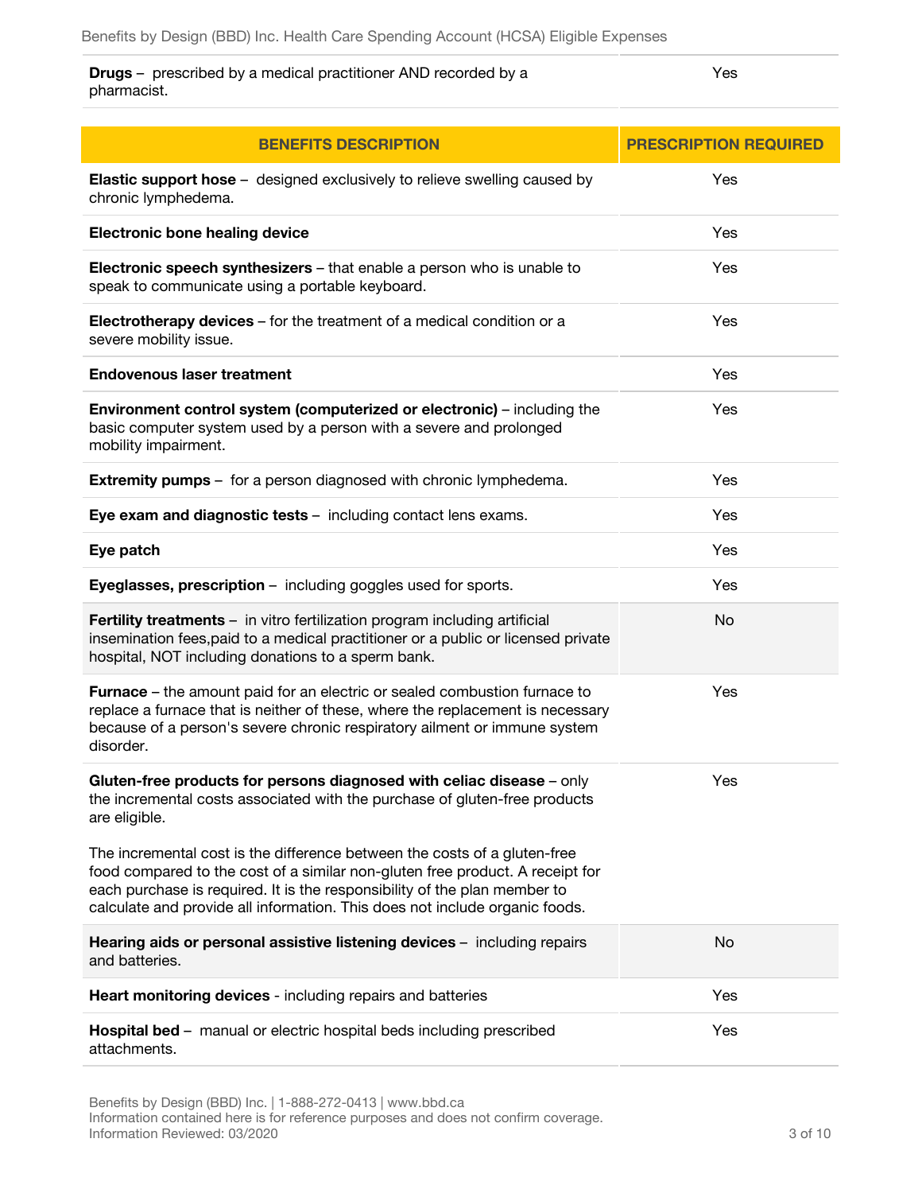| BENEFITS DESCRIPTION | PRESCRIPTION REQUIRED |
|---|---|
| **Drugs** – prescribed by a medical practitioner AND recorded by a pharmacist. | Yes |
| **Elastic support hose** – designed exclusively to relieve swelling caused by chronic lymphedema. | Yes |
| **Electronic bone healing device** | Yes |
| **Electronic speech synthesizers** – that enable a person who is unable to speak to communicate using a portable keyboard. | Yes |
| **Electrotherapy devices** – for the treatment of a medical condition or a severe mobility issue. | Yes |
| **Endovenous laser treatment** | Yes |
| **Environment control system (computerized or electronic)** – including the basic computer system used by a person with a severe and prolonged mobility impairment. | Yes |
| **Extremity pumps** – for a person diagnosed with chronic lymphedema. | Yes |
| **Eye exam and diagnostic tests** – including contact lens exams. | Yes |
| **Eye patch** | Yes |
| **Eyeglasses, prescription** – including goggles used for sports. | Yes |
| **Fertility treatments** – in vitro fertilization program including artificial insemination fees,paid to a medical practitioner or a public or licensed private hospital, NOT including donations to a sperm bank. | No |
| **Furnace** – the amount paid for an electric or sealed combustion furnace to replace a furnace that is neither of these, where the replacement is necessary because of a person's severe chronic respiratory ailment or immune system disorder. | Yes |
| **Gluten-free products for persons diagnosed with celiac disease** – only the incremental costs associated with the purchase of gluten-free products are eligible.<br><br>The incremental cost is the difference between the costs of a gluten-free food compared to the cost of a similar non-gluten free product. A receipt for each purchase is required. It is the responsibility of the plan member to calculate and provide all information. This does not include organic foods. | Yes |
| **Hearing aids or personal assistive listening devices** – including repairs and batteries. | No |
| **Heart monitoring devices** - including repairs and batteries | Yes |
| **Hospital bed** – manual or electric hospital beds including prescribed attachments. | Yes |

Benefits by Design (BBD) Inc. | 1-888-272-0413 | www.bbd.ca
Information contained here is for reference purposes and does not confirm coverage.
Information Reviewed: 03/2020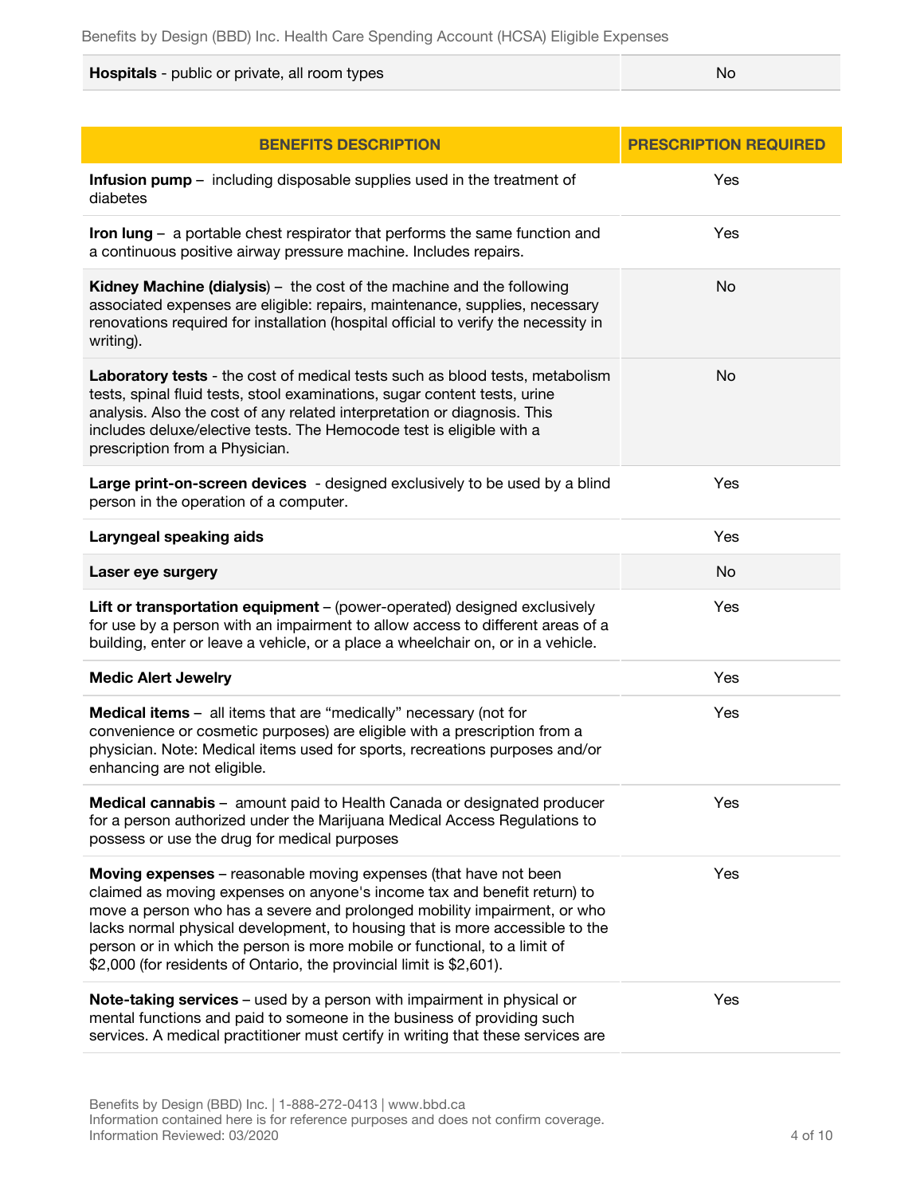| | |
|---|---|
| **Hospitals** - public or private, all room types | No |

| BENEFITS DESCRIPTION | PRESCRIPTION REQUIRED |
|---|---|
| **Infusion pump** – including disposable supplies used in the treatment of diabetes | Yes |
| **Iron lung** – a portable chest respirator that performs the same function and a continuous positive airway pressure machine. Includes repairs. | Yes |
| **Kidney Machine (dialysis**) – the cost of the machine and the following associated expenses are eligible: repairs, maintenance, supplies, necessary renovations required for installation (hospital official to verify the necessity in writing). | No |
| **Laboratory tests** - the cost of medical tests such as blood tests, metabolism tests, spinal fluid tests, stool examinations, sugar content tests, urine analysis. Also the cost of any related interpretation or diagnosis. This includes deluxe/elective tests. The Hemocode test is eligible with a prescription from a Physician. | No |
| **Large print-on-screen devices** - designed exclusively to be used by a blind person in the operation of a computer. | Yes |
| **Laryngeal speaking aids** | Yes |
| **Laser eye surgery** | No |
| **Lift or transportation equipment** – (power-operated) designed exclusively for use by a person with an impairment to allow access to different areas of a building, enter or leave a vehicle, or a place a wheelchair on, or in a vehicle. | Yes |
| **Medic Alert Jewelry** | Yes |
| **Medical items** – all items that are "medically" necessary (not for convenience or cosmetic purposes) are eligible with a prescription from a physician. Note: Medical items used for sports, recreations purposes and/or enhancing are not eligible. | Yes |
| **Medical cannabis** – amount paid to Health Canada or designated producer for a person authorized under the Marijuana Medical Access Regulations to possess or use the drug for medical purposes | Yes |
| **Moving expenses** – reasonable moving expenses (that have not been claimed as moving expenses on anyone's income tax and benefit return) to move a person who has a severe and prolonged mobility impairment, or who lacks normal physical development, to housing that is more accessible to the person or in which the person is more mobile or functional, to a limit of $2,000 (for residents of Ontario, the provincial limit is $2,601). | Yes |
| **Note-taking services** – used by a person with impairment in physical or mental functions and paid to someone in the business of providing such services. A medical practitioner must certify in writing that these services are | Yes |

Benefits by Design (BBD) Inc. | 1-888-272-0413 | www.bbd.ca
Information contained here is for reference purposes and does not confirm coverage.
Information Reviewed: 03/2020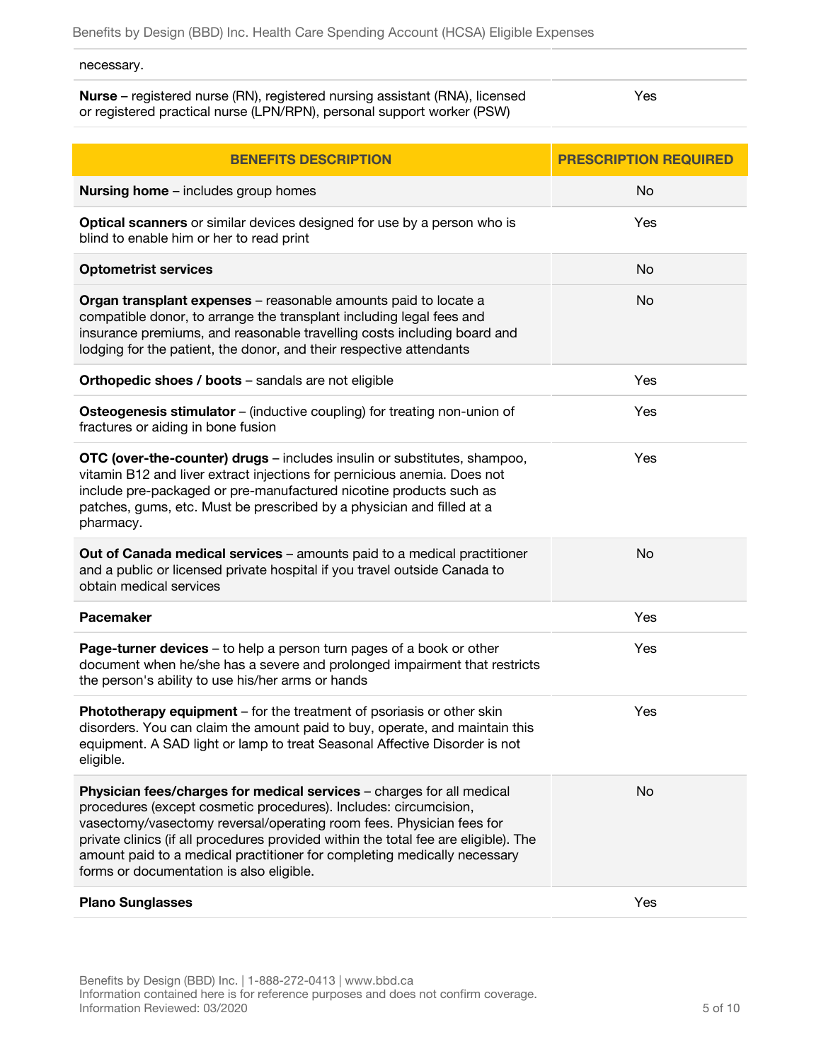| BENEFITS DESCRIPTION | PRESCRIPTION REQUIRED |
|---|---|
| necessary. | |
| **Nurse** – registered nurse (RN), registered nursing assistant (RNA), licensed or registered practical nurse (LPN/RPN), personal support worker (PSW) | Yes |
| **Nursing home** – includes group homes | No |
| **Optical scanners** or similar devices designed for use by a person who is blind to enable him or her to read print | Yes |
| **Optometrist services** | No |
| **Organ transplant expenses** – reasonable amounts paid to locate a compatible donor, to arrange the transplant including legal fees and insurance premiums, and reasonable travelling costs including board and lodging for the patient, the donor, and their respective attendants | No |
| **Orthopedic shoes / boots** – sandals are not eligible | Yes |
| **Osteogenesis stimulator** – (inductive coupling) for treating non-union of fractures or aiding in bone fusion | Yes |
| **OTC (over-the-counter) drugs** – includes insulin or substitutes, shampoo, vitamin B12 and liver extract injections for pernicious anemia. Does not include pre-packaged or pre-manufactured nicotine products such as patches, gums, etc. Must be prescribed by a physician and filled at a pharmacy. | Yes |
| **Out of Canada medical services** – amounts paid to a medical practitioner and a public or licensed private hospital if you travel outside Canada to obtain medical services | No |
| **Pacemaker** | Yes |
| **Page-turner devices** – to help a person turn pages of a book or other document when he/she has a severe and prolonged impairment that restricts the person's ability to use his/her arms or hands | Yes |
| **Phototherapy equipment** – for the treatment of psoriasis or other skin disorders. You can claim the amount paid to buy, operate, and maintain this equipment. A SAD light or lamp to treat Seasonal Affective Disorder is not eligible. | Yes |
| **Physician fees/charges for medical services** – charges for all medical procedures (except cosmetic procedures). Includes: circumcision, vasectomy/vasectomy reversal/operating room fees. Physician fees for private clinics (if all procedures provided within the total fee are eligible). The amount paid to a medical practitioner for completing medically necessary forms or documentation is also eligible. | No |
| **Plano Sunglasses** | Yes |

Benefits by Design (BBD) Inc. | 1-888-272-0413 | www.bbd.ca
Information contained here is for reference purposes and does not confirm coverage.
Information Reviewed: 03/2020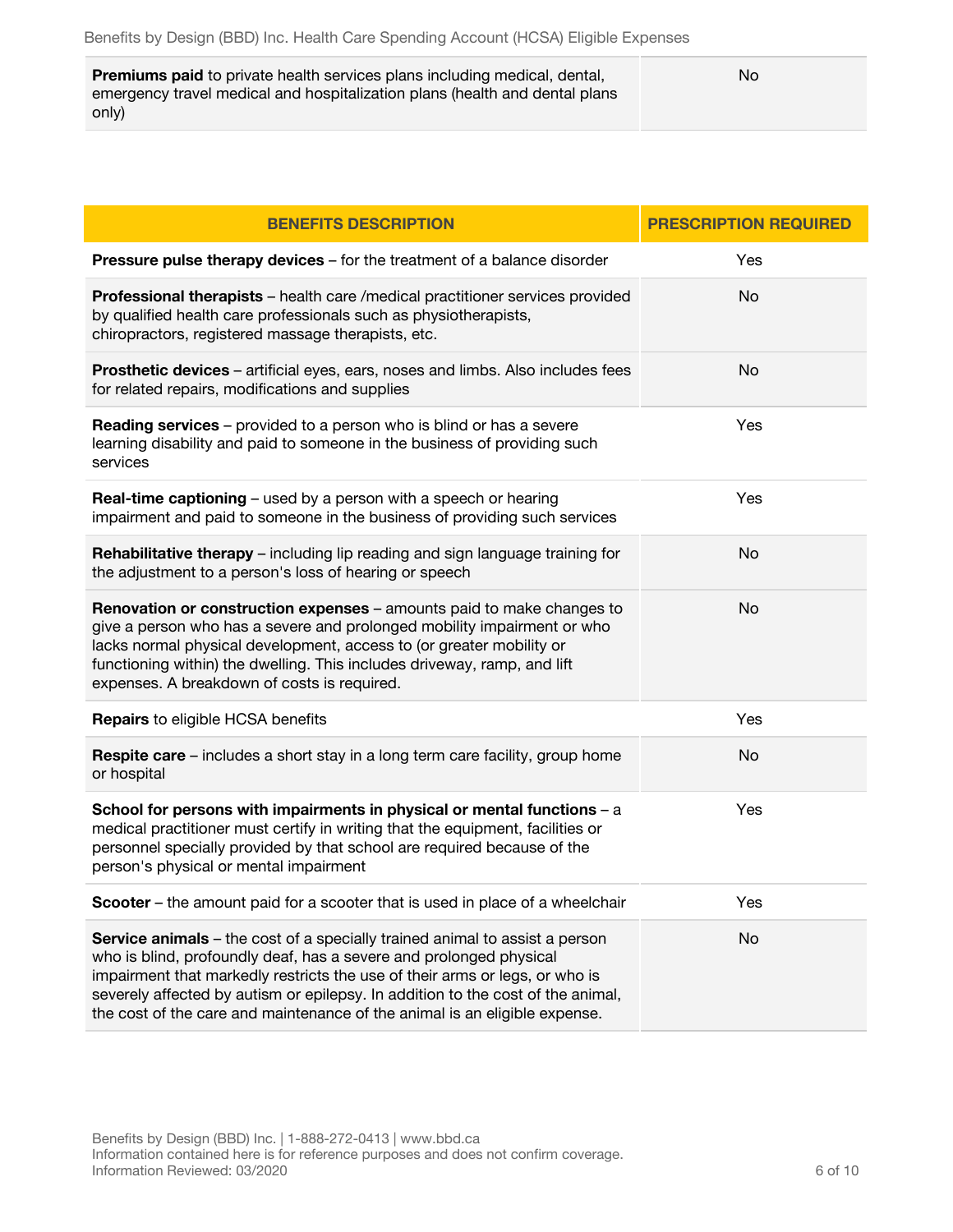| | |
|---|---|
| **Premiums paid** to private health services plans including medical, dental, emergency travel medical and hospitalization plans (health and dental plans only) | No |

| BENEFITS DESCRIPTION | PRESCRIPTION REQUIRED |
|---|---|
| **Pressure pulse therapy devices** – for the treatment of a balance disorder | Yes |
| **Professional therapists** – health care /medical practitioner services provided by qualified health care professionals such as physiotherapists, chiropractors, registered massage therapists, etc. | No |
| **Prosthetic devices** – artificial eyes, ears, noses and limbs. Also includes fees for related repairs, modifications and supplies | No |
| **Reading services** – provided to a person who is blind or has a severe learning disability and paid to someone in the business of providing such services | Yes |
| **Real-time captioning** – used by a person with a speech or hearing impairment and paid to someone in the business of providing such services | Yes |
| **Rehabilitative therapy** – including lip reading and sign language training for the adjustment to a person's loss of hearing or speech | No |
| **Renovation or construction expenses** – amounts paid to make changes to give a person who has a severe and prolonged mobility impairment or who lacks normal physical development, access to (or greater mobility or functioning within) the dwelling. This includes driveway, ramp, and lift expenses. A breakdown of costs is required. | No |
| **Repairs** to eligible HCSA benefits | Yes |
| **Respite care** – includes a short stay in a long term care facility, group home or hospital | No |
| **School for persons with impairments in physical or mental functions** – a medical practitioner must certify in writing that the equipment, facilities or personnel specially provided by that school are required because of the person's physical or mental impairment | Yes |
| **Scooter** – the amount paid for a scooter that is used in place of a wheelchair | Yes |
| **Service animals** – the cost of a specially trained animal to assist a person who is blind, profoundly deaf, has a severe and prolonged physical impairment that markedly restricts the use of their arms or legs, or who is severely affected by autism or epilepsy. In addition to the cost of the animal, the cost of the care and maintenance of the animal is an eligible expense. | No |

Benefits by Design (BBD) Inc. | 1-888-272-0413 | www.bbd.ca
Information contained here is for reference purposes and does not confirm coverage.
Information Reviewed: 03/2020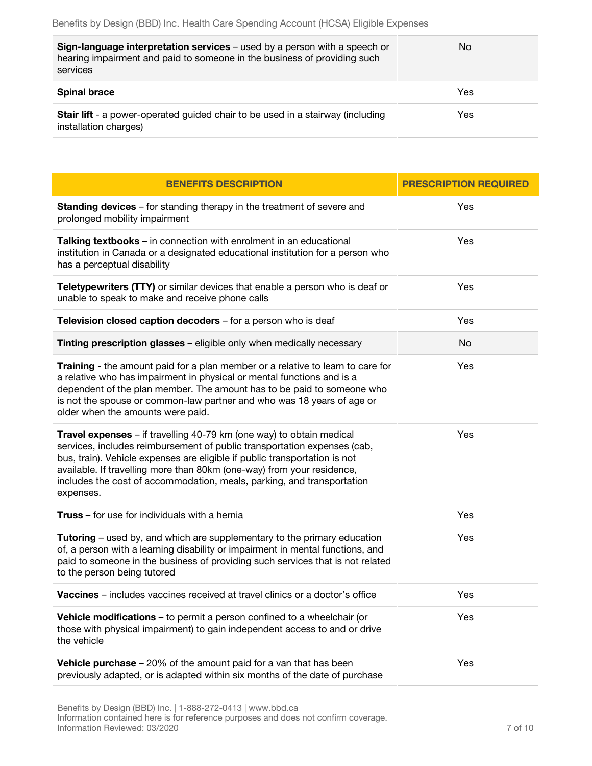| | |
|---|---|
| **Sign-language interpretation services** – used by a person with a speech or hearing impairment and paid to someone in the business of providing such services | No |
| **Spinal brace** | Yes |
| **Stair lift** - a power-operated guided chair to be used in a stairway (including installation charges) | Yes |

| BENEFITS DESCRIPTION | PRESCRIPTION REQUIRED |
|---|---|
| **Standing devices** – for standing therapy in the treatment of severe and prolonged mobility impairment | Yes |
| **Talking textbooks** – in connection with enrolment in an educational institution in Canada or a designated educational institution for a person who has a perceptual disability | Yes |
| **Teletypewriters (TTY)** or similar devices that enable a person who is deaf or unable to speak to make and receive phone calls | Yes |
| **Television closed caption decoders** – for a person who is deaf | Yes |
| **Tinting prescription glasses** – eligible only when medically necessary | No |
| **Training** - the amount paid for a plan member or a relative to learn to care for a relative who has impairment in physical or mental functions and is a dependent of the plan member. The amount has to be paid to someone who is not the spouse or common-law partner and who was 18 years of age or older when the amounts were paid. | Yes |
| **Travel expenses** – if travelling 40-79 km (one way) to obtain medical services, includes reimbursement of public transportation expenses (cab, bus, train). Vehicle expenses are eligible if public transportation is not available. If travelling more than 80km (one-way) from your residence, includes the cost of accommodation, meals, parking, and transportation expenses. | Yes |
| **Truss** – for use for individuals with a hernia | Yes |
| **Tutoring** – used by, and which are supplementary to the primary education of, a person with a learning disability or impairment in mental functions, and paid to someone in the business of providing such services that is not related to the person being tutored | Yes |
| **Vaccines** – includes vaccines received at travel clinics or a doctor's office | Yes |
| **Vehicle modifications** – to permit a person confined to a wheelchair (or those with physical impairment) to gain independent access to and or drive the vehicle | Yes |
| **Vehicle purchase** – 20% of the amount paid for a van that has been previously adapted, or is adapted within six months of the date of purchase | Yes |

Benefits by Design (BBD) Inc. | 1-888-272-0413 | www.bbd.ca
Information contained here is for reference purposes and does not confirm coverage.
Information Reviewed: 03/2020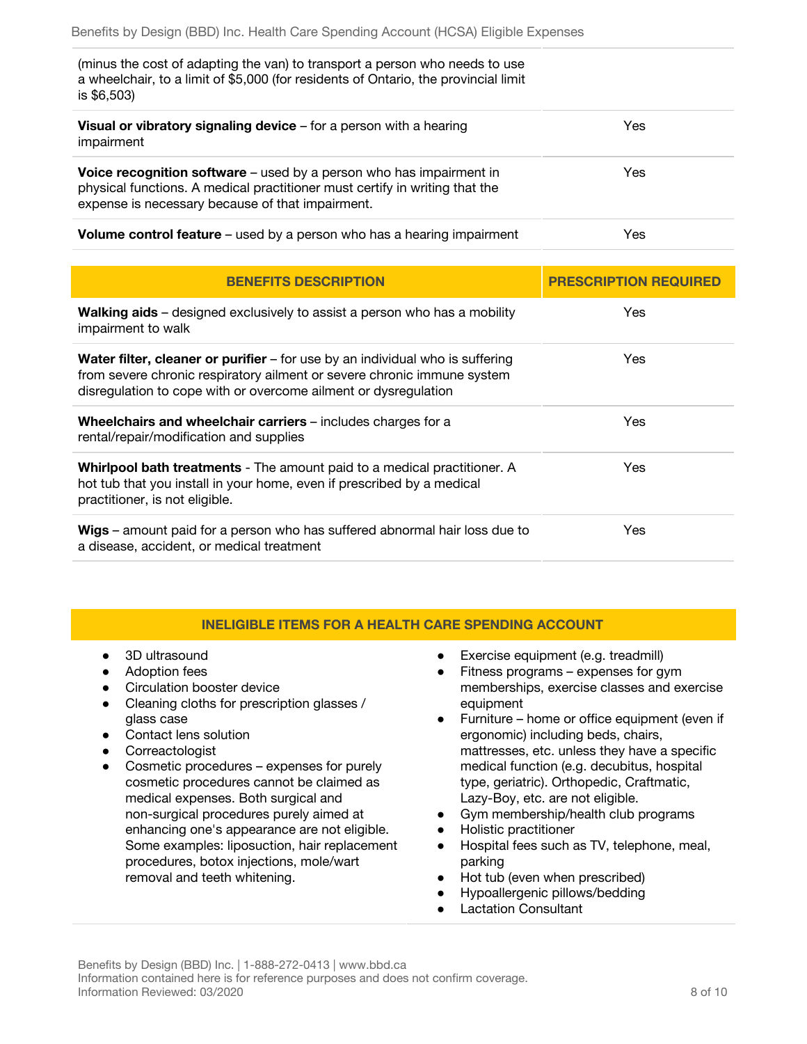| | |
|---|---|
| (minus the cost of adapting the van) to transport a person who needs to use a wheelchair, to a limit of $5,000 (for residents of Ontario, the provincial limit is $6,503) | |
| **Visual or vibratory signaling device** – for a person with a hearing impairment | Yes |
| **Voice recognition software** – used by a person who has impairment in physical functions. A medical practitioner must certify in writing that the expense is necessary because of that impairment. | Yes |
| **Volume control feature** – used by a person who has a hearing impairment | Yes |

| BENEFITS DESCRIPTION | PRESCRIPTION REQUIRED |
|---|---|
| **Walking aids** – designed exclusively to assist a person who has a mobility impairment to walk | Yes |
| **Water filter, cleaner or purifier** – for use by an individual who is suffering from severe chronic respiratory ailment or severe chronic immune system disregulation to cope with or overcome ailment or dysregulation | Yes |
| **Wheelchairs and wheelchair carriers** – includes charges for a rental/repair/modification and supplies | Yes |
| **Whirlpool bath treatments** - The amount paid to a medical practitioner. A hot tub that you install in your home, even if prescribed by a medical practitioner, is not eligible. | Yes |
| **Wigs** – amount paid for a person who has suffered abnormal hair loss due to a disease, accident, or medical treatment | Yes |

## INELIGIBLE ITEMS FOR A HEALTH CARE SPENDING ACCOUNT

- 3D ultrasound
- Adoption fees
- Circulation booster device
- Cleaning cloths for prescription glasses / glass case
- Contact lens solution
- Correactologist
- Cosmetic procedures – expenses for purely cosmetic procedures cannot be claimed as medical expenses. Both surgical and non-surgical procedures purely aimed at enhancing one's appearance are not eligible. Some examples: liposuction, hair replacement procedures, botox injections, mole/wart removal and teeth whitening.
- Exercise equipment (e.g. treadmill)
- Fitness programs – expenses for gym memberships, exercise classes and exercise equipment
- Furniture – home or office equipment (even if ergonomic) including beds, chairs, mattresses, etc. unless they have a specific medical function (e.g. decubitus, hospital type, geriatric). Orthopedic, Craftmatic, Lazy-Boy, etc. are not eligible.
- Gym membership/health club programs
- Holistic practitioner
- Hospital fees such as TV, telephone, meal, parking
- Hot tub (even when prescribed)
- Hypoallergenic pillows/bedding
- Lactation Consultant

Benefits by Design (BBD) Inc. | 1-888-272-0413 | www.bbd.ca
Information contained here is for reference purposes and does not confirm coverage.
Information Reviewed: 03/2020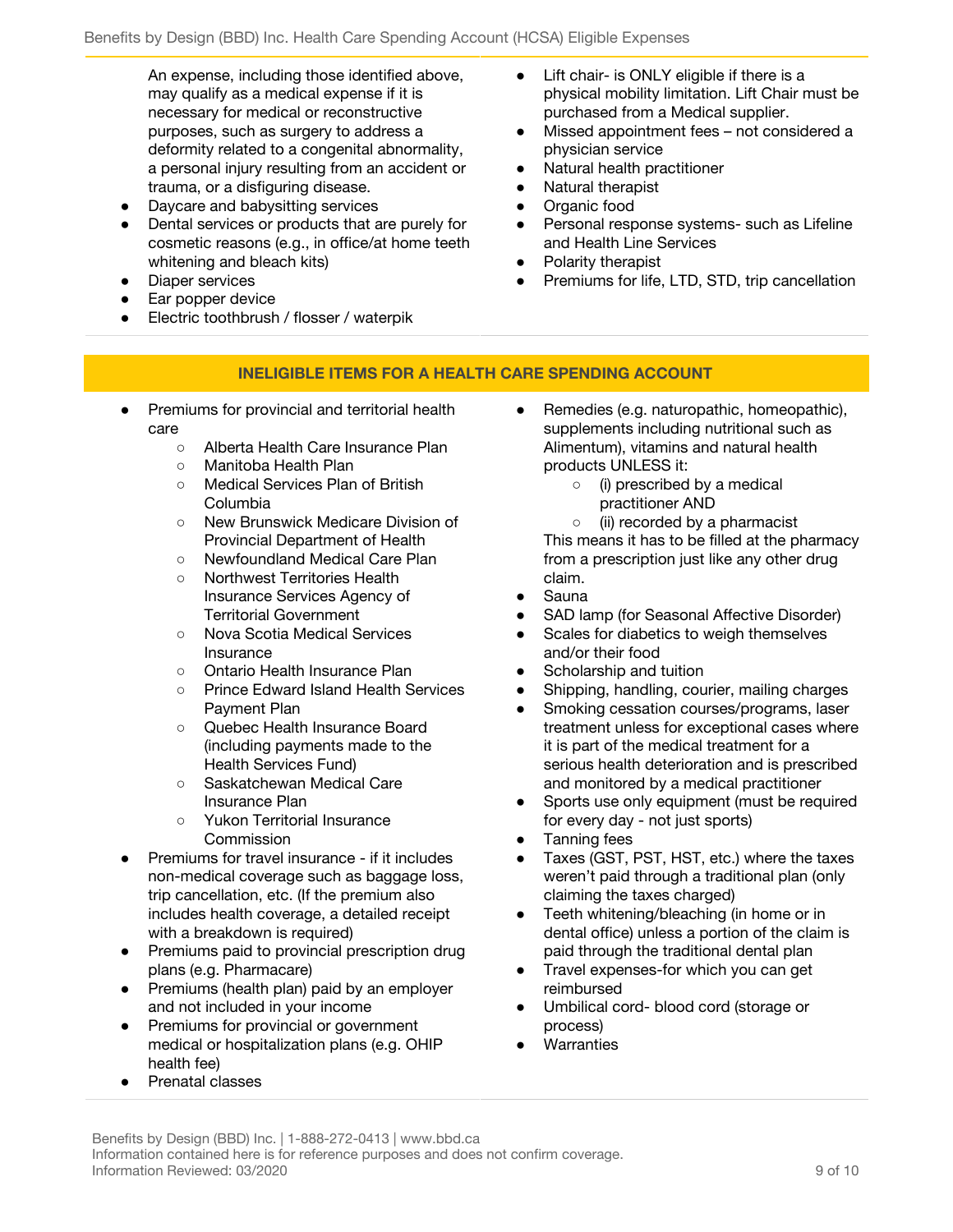An expense, including those identified above, may qualify as a medical expense if it is necessary for medical or reconstructive purposes, such as surgery to address a deformity related to a congenital abnormality, a personal injury resulting from an accident or trauma, or a disfiguring disease.

- Daycare and babysitting services
- Dental services or products that are purely for cosmetic reasons (e.g., in office/at home teeth whitening and bleach kits)
- Diaper services
- Ear popper device
- Electric toothbrush / flosser / waterpik
- Lift chair- is ONLY eligible if there is a physical mobility limitation. Lift Chair must be purchased from a Medical supplier.
- Missed appointment fees – not considered a physician service
- Natural health practitioner
- Natural therapist
- Organic food
- Personal response systems- such as Lifeline and Health Line Services
- Polarity therapist
- Premiums for life, LTD, STD, trip cancellation

## INELIGIBLE ITEMS FOR A HEALTH CARE SPENDING ACCOUNT

- Premiums for provincial and territorial health care
  - Alberta Health Care Insurance Plan
  - Manitoba Health Plan
  - Medical Services Plan of British Columbia
  - New Brunswick Medicare Division of Provincial Department of Health
  - Newfoundland Medical Care Plan
  - Northwest Territories Health Insurance Services Agency of Territorial Government
  - Nova Scotia Medical Services Insurance
  - Ontario Health Insurance Plan
  - Prince Edward Island Health Services Payment Plan
  - Quebec Health Insurance Board (including payments made to the Health Services Fund)
  - Saskatchewan Medical Care Insurance Plan
  - Yukon Territorial Insurance Commission
- Premiums for travel insurance - if it includes non-medical coverage such as baggage loss, trip cancellation, etc. (If the premium also includes health coverage, a detailed receipt with a breakdown is required)
- Premiums paid to provincial prescription drug plans (e.g. Pharmacare)
- Premiums (health plan) paid by an employer and not included in your income
- Premiums for provincial or government medical or hospitalization plans (e.g. OHIP health fee)
- Prenatal classes
- Remedies (e.g. naturopathic, homeopathic), supplements including nutritional such as Alimentum), vitamins and natural health products UNLESS it:
  - (i) prescribed by a medical practitioner AND
  - (ii) recorded by a pharmacist

  This means it has to be filled at the pharmacy from a prescription just like any other drug claim.
- Sauna
- SAD lamp (for Seasonal Affective Disorder)
- Scales for diabetics to weigh themselves and/or their food
- Scholarship and tuition
- Shipping, handling, courier, mailing charges
- Smoking cessation courses/programs, laser treatment unless for exceptional cases where it is part of the medical treatment for a serious health deterioration and is prescribed and monitored by a medical practitioner
- Sports use only equipment (must be required for every day - not just sports)
- Tanning fees
- Taxes (GST, PST, HST, etc.) where the taxes weren't paid through a traditional plan (only claiming the taxes charged)
- Teeth whitening/bleaching (in home or in dental office) unless a portion of the claim is paid through the traditional dental plan
- Travel expenses-for which you can get reimbursed
- Umbilical cord- blood cord (storage or process)
- Warranties

Benefits by Design (BBD) Inc. | 1-888-272-0413 | www.bbd.ca
Information contained here is for reference purposes and does not confirm coverage.
Information Reviewed: 03/2020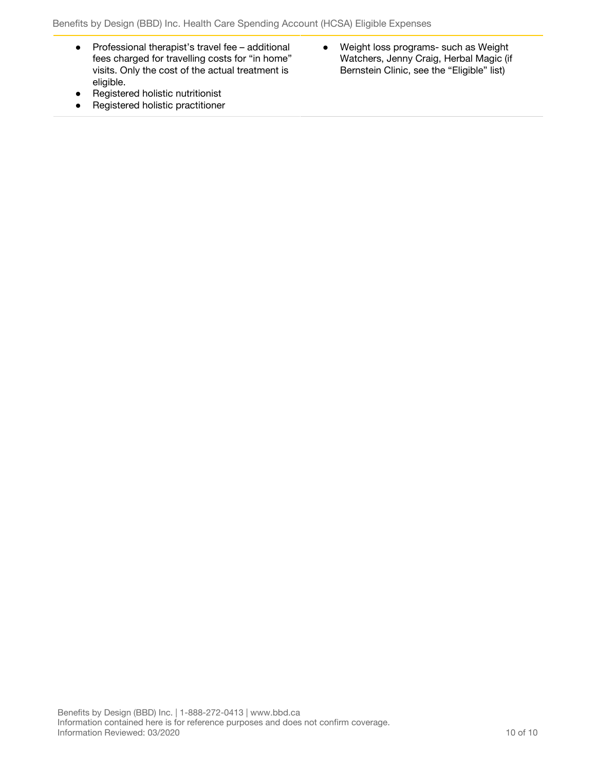- Professional therapist's travel fee – additional fees charged for travelling costs for "in home" visits. Only the cost of the actual treatment is eligible.
- Registered holistic nutritionist
- Registered holistic practitioner
- Weight loss programs- such as Weight Watchers, Jenny Craig, Herbal Magic (if Bernstein Clinic, see the "Eligible" list)

Benefits by Design (BBD) Inc. | 1-888-272-0413 | www.bbd.ca
Information contained here is for reference purposes and does not confirm coverage.
Information Reviewed: 03/2020